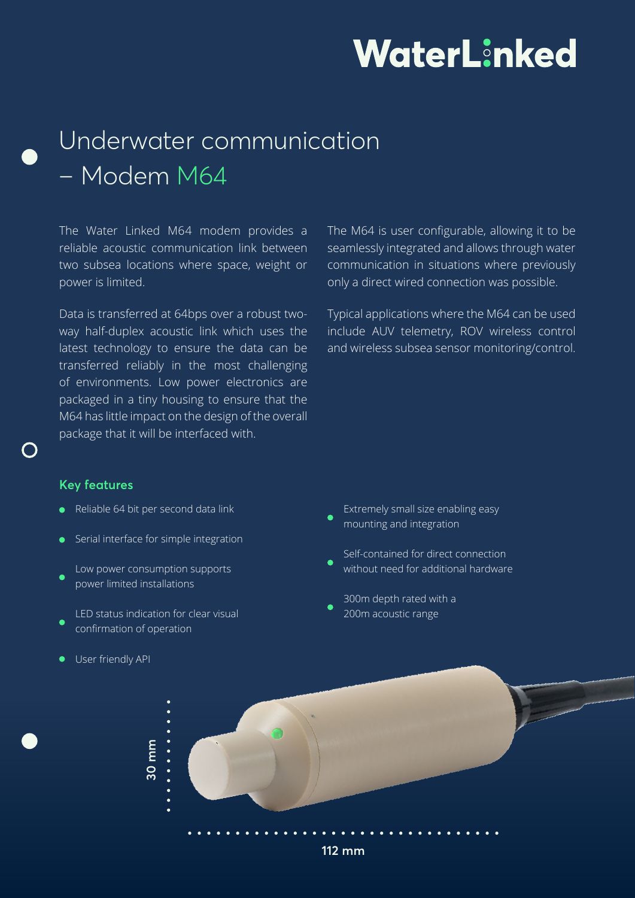# WaterLinked

# Underwater communication – Modem M64

The Water Linked M64 modem provides a reliable acoustic communication link between two subsea locations where space, weight or power is limited.

Data is transferred at 64bps over a robust two-way half-duplex acoustic link which uses the latest technology to ensure the data can be transferred reliably in the most challenging of environments. Low power electronics are packaged in a tiny housing to ensure that the M64 has little impact on the design of the overall package that it will be interfaced with.

The M64 is user configurable, allowing it to be seamlessly integrated and allows through water communication in situations where previously only a direct wired connection was possible.

Typical applications where the M64 can be used include AUV telemetry, ROV wireless control and wireless subsea sensor monitoring/control.

## Key features

- Reliable 64 bit per second data link
- Serial interface for simple integration
- Low power consumption supports power limited installations
- LED status indication for clear visual confirmation of operation
- User friendly API
- Extremely small size enabling easy mounting and integration
- Self-contained for direct connection without need for additional hardware
- 300m depth rated with a 200m acoustic range

30 mm

112 mm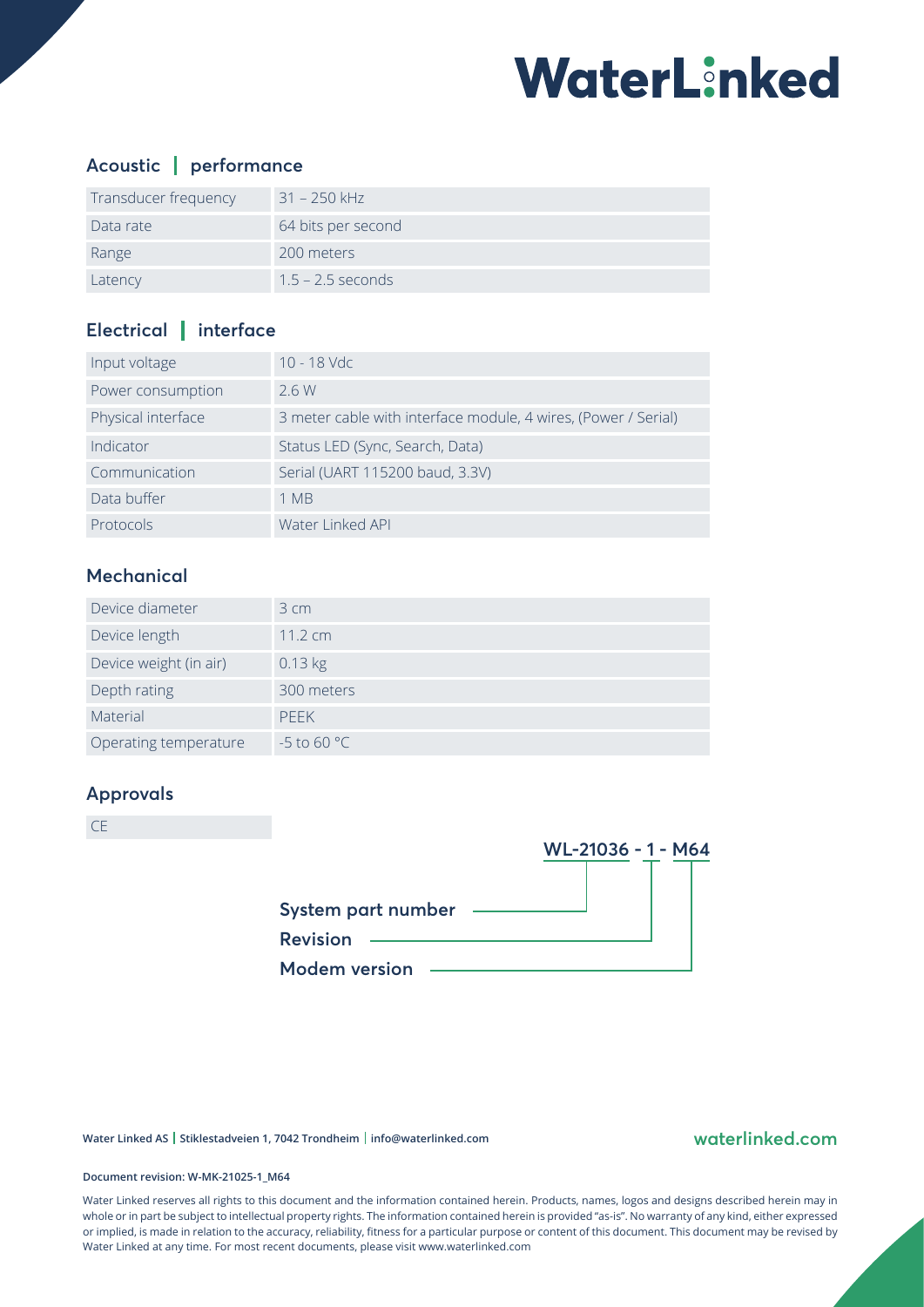## Acoustic | performance

| | |
|---|---|
| Transducer frequency | 31 – 250 kHz |
| Data rate | 64 bits per second |
| Range | 200 meters |
| Latency | 1.5 – 2.5 seconds |

## Electrical | interface

| | |
|---|---|
| Input voltage | 10 - 18 Vdc |
| Power consumption | 2.6 W |
| Physical interface | 3 meter cable with interface module, 4 wires, (Power / Serial) |
| Indicator | Status LED (Sync, Search, Data) |
| Communication | Serial (UART 115200 baud, 3.3V) |
| Data buffer | 1 MB |
| Protocols | Water Linked API |

## Mechanical

| | |
|---|---|
| Device diameter | 3 cm |
| Device length | 11.2 cm |
| Device weight (in air) | 0.13 kg |
| Depth rating | 300 meters |
| Material | PEEK |
| Operating temperature | -5 to 60 °C |

## Approvals

CE

**WL-21036 - 1 - M64**

- **System part number** — WL-21036
- **Revision** — 1
- **Modem version** — M64

**Water Linked AS | Stiklestadveien 1, 7042 Trondheim | info@waterlinked.com**

**waterlinked.com**

**Document revision: W-MK-21025-1_M64**

Water Linked reserves all rights to this document and the information contained herein. Products, names, logos and designs described herein may in whole or in part be subject to intellectual property rights. The information contained herein is provided "as-is". No warranty of any kind, either expressed or implied, is made in relation to the accuracy, reliability, fitness for a particular purpose or content of this document. This document may be revised by Water Linked at any time. For most recent documents, please visit www.waterlinked.com